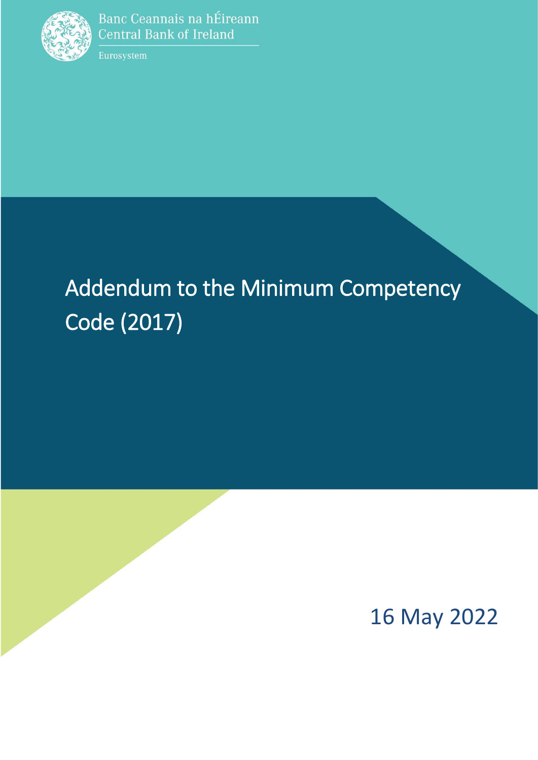Banc Ceannais na hÉireann
Central Bank of Ireland

Eurosystem

# Addendum to the Minimum Competency Code (2017)

16 May 2022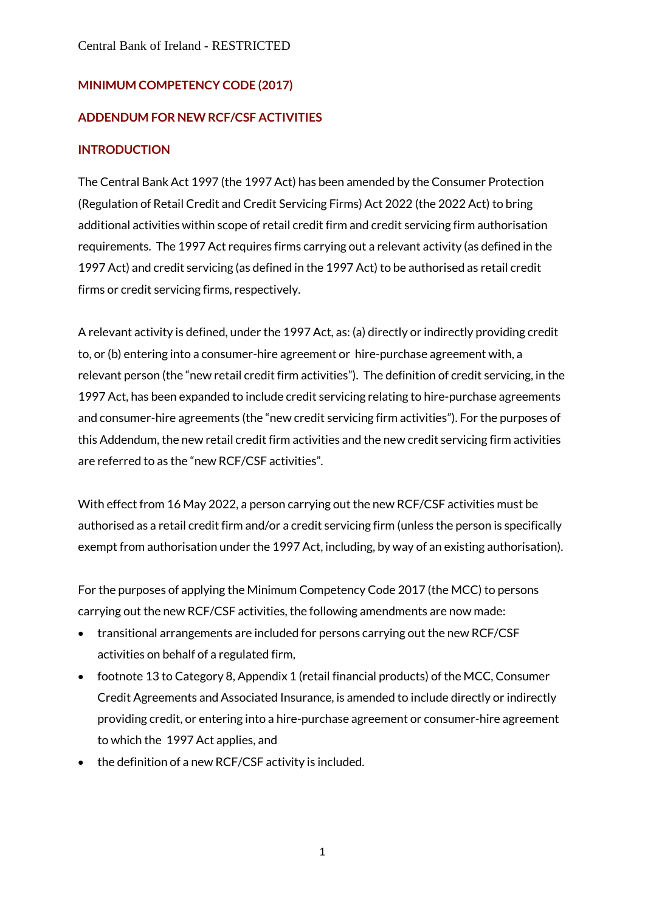## MINIMUM COMPETENCY CODE (2017)

## ADDENDUM FOR NEW RCF/CSF ACTIVITIES

## INTRODUCTION

The Central Bank Act 1997 (the 1997 Act) has been amended by the Consumer Protection (Regulation of Retail Credit and Credit Servicing Firms) Act 2022 (the 2022 Act) to bring additional activities within scope of retail credit firm and credit servicing firm authorisation requirements. The 1997 Act requires firms carrying out a relevant activity (as defined in the 1997 Act) and credit servicing (as defined in the 1997 Act) to be authorised as retail credit firms or credit servicing firms, respectively.

A relevant activity is defined, under the 1997 Act, as: (a) directly or indirectly providing credit to, or (b) entering into a consumer-hire agreement or hire-purchase agreement with, a relevant person (the "new retail credit firm activities"). The definition of credit servicing, in the 1997 Act, has been expanded to include credit servicing relating to hire-purchase agreements and consumer-hire agreements (the "new credit servicing firm activities"). For the purposes of this Addendum, the new retail credit firm activities and the new credit servicing firm activities are referred to as the "new RCF/CSF activities".

With effect from 16 May 2022, a person carrying out the new RCF/CSF activities must be authorised as a retail credit firm and/or a credit servicing firm (unless the person is specifically exempt from authorisation under the 1997 Act, including, by way of an existing authorisation).

For the purposes of applying the Minimum Competency Code 2017 (the MCC) to persons carrying out the new RCF/CSF activities, the following amendments are now made:

- transitional arrangements are included for persons carrying out the new RCF/CSF activities on behalf of a regulated firm,
- footnote 13 to Category 8, Appendix 1 (retail financial products) of the MCC, Consumer Credit Agreements and Associated Insurance, is amended to include directly or indirectly providing credit, or entering into a hire-purchase agreement or consumer-hire agreement to which the 1997 Act applies, and
- the definition of a new RCF/CSF activity is included.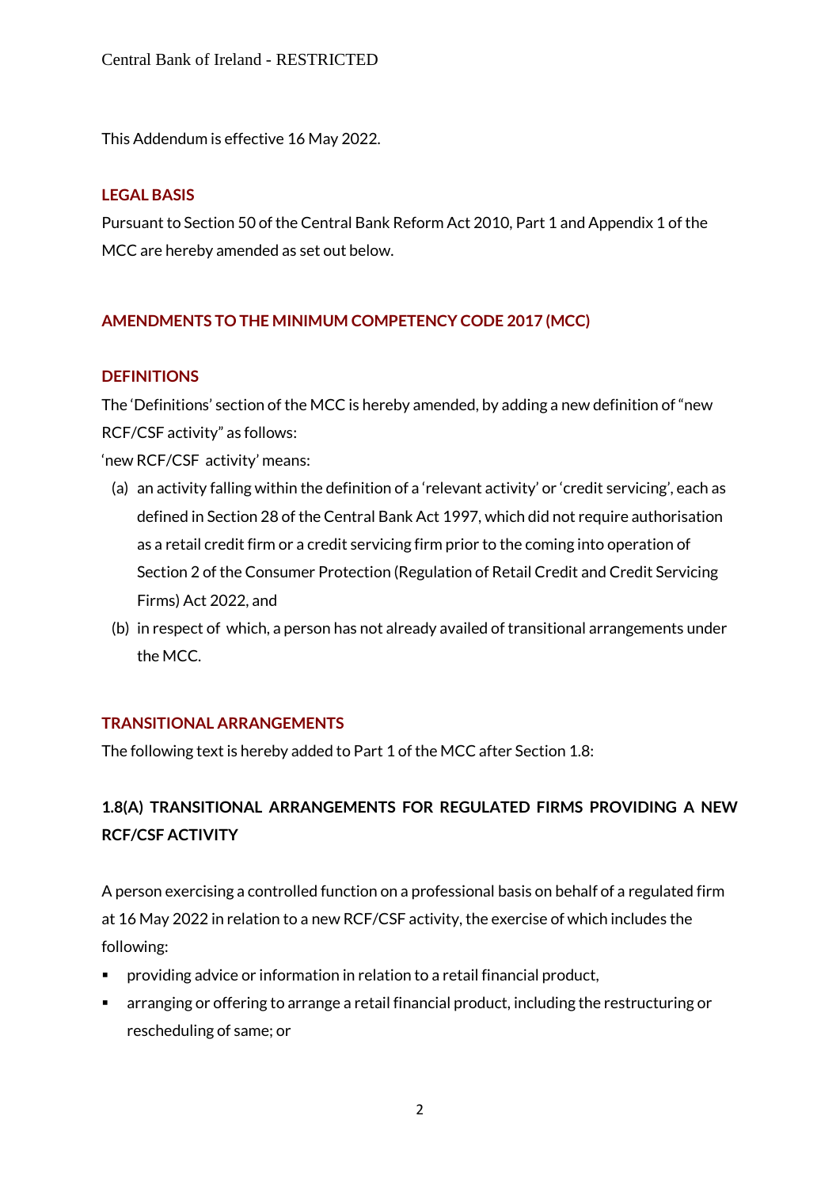This Addendum is effective 16 May 2022.

## LEGAL BASIS

Pursuant to Section 50 of the Central Bank Reform Act 2010, Part 1 and Appendix 1 of the MCC are hereby amended as set out below.

## AMENDMENTS TO THE MINIMUM COMPETENCY CODE 2017 (MCC)

## DEFINITIONS

The 'Definitions' section of the MCC is hereby amended, by adding a new definition of "new RCF/CSF activity" as follows:

'new RCF/CSF activity' means:

(a) an activity falling within the definition of a 'relevant activity' or 'credit servicing', each as defined in Section 28 of the Central Bank Act 1997, which did not require authorisation as a retail credit firm or a credit servicing firm prior to the coming into operation of Section 2 of the Consumer Protection (Regulation of Retail Credit and Credit Servicing Firms) Act 2022, and

(b) in respect of which, a person has not already availed of transitional arrangements under the MCC.

## TRANSITIONAL ARRANGEMENTS

The following text is hereby added to Part 1 of the MCC after Section 1.8:

### 1.8(A) TRANSITIONAL ARRANGEMENTS FOR REGULATED FIRMS PROVIDING A NEW RCF/CSF ACTIVITY

A person exercising a controlled function on a professional basis on behalf of a regulated firm at 16 May 2022 in relation to a new RCF/CSF activity, the exercise of which includes the following:

- providing advice or information in relation to a retail financial product,
- arranging or offering to arrange a retail financial product, including the restructuring or rescheduling of same; or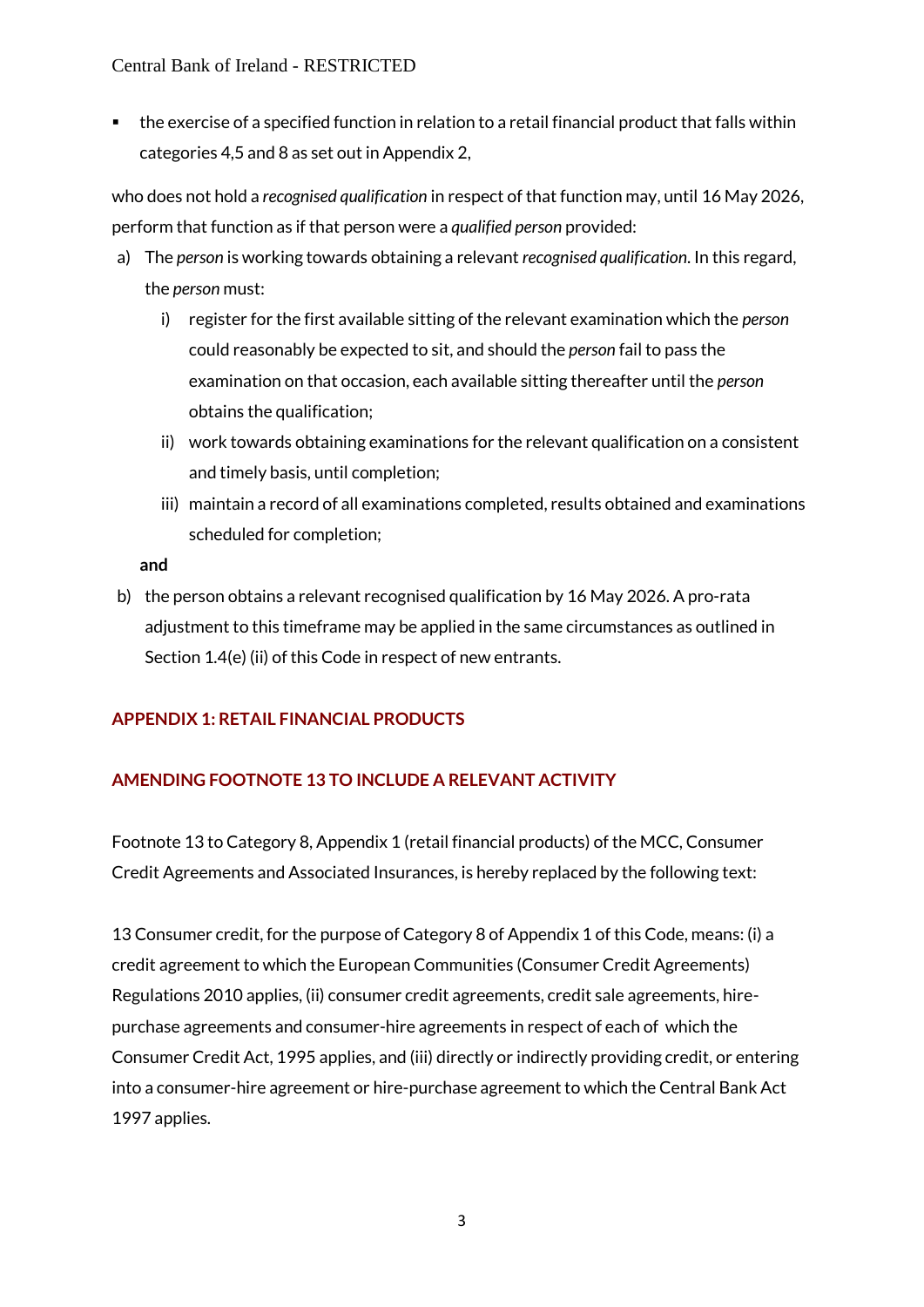- the exercise of a specified function in relation to a retail financial product that falls within categories 4,5 and 8 as set out in Appendix 2,

who does not hold a *recognised qualification* in respect of that function may, until 16 May 2026, perform that function as if that person were a *qualified person* provided:

a) The *person* is working towards obtaining a relevant *recognised qualification*. In this regard, the *person* must:

   i) register for the first available sitting of the relevant examination which the *person* could reasonably be expected to sit, and should the *person* fail to pass the examination on that occasion, each available sitting thereafter until the *person* obtains the qualification;

   ii) work towards obtaining examinations for the relevant qualification on a consistent and timely basis, until completion;

   iii) maintain a record of all examinations completed, results obtained and examinations scheduled for completion;

   **and**

b) the person obtains a relevant recognised qualification by 16 May 2026. A pro-rata adjustment to this timeframe may be applied in the same circumstances as outlined in Section 1.4(e) (ii) of this Code in respect of new entrants.

## APPENDIX 1: RETAIL FINANCIAL PRODUCTS

## AMENDING FOOTNOTE 13 TO INCLUDE A RELEVANT ACTIVITY

Footnote 13 to Category 8, Appendix 1 (retail financial products) of the MCC, Consumer Credit Agreements and Associated Insurances, is hereby replaced by the following text:

13 Consumer credit, for the purpose of Category 8 of Appendix 1 of this Code, means: (i) a credit agreement to which the European Communities (Consumer Credit Agreements) Regulations 2010 applies, (ii) consumer credit agreements, credit sale agreements, hire-purchase agreements and consumer-hire agreements in respect of each of which the Consumer Credit Act, 1995 applies, and (iii) directly or indirectly providing credit, or entering into a consumer-hire agreement or hire-purchase agreement to which the Central Bank Act 1997 applies.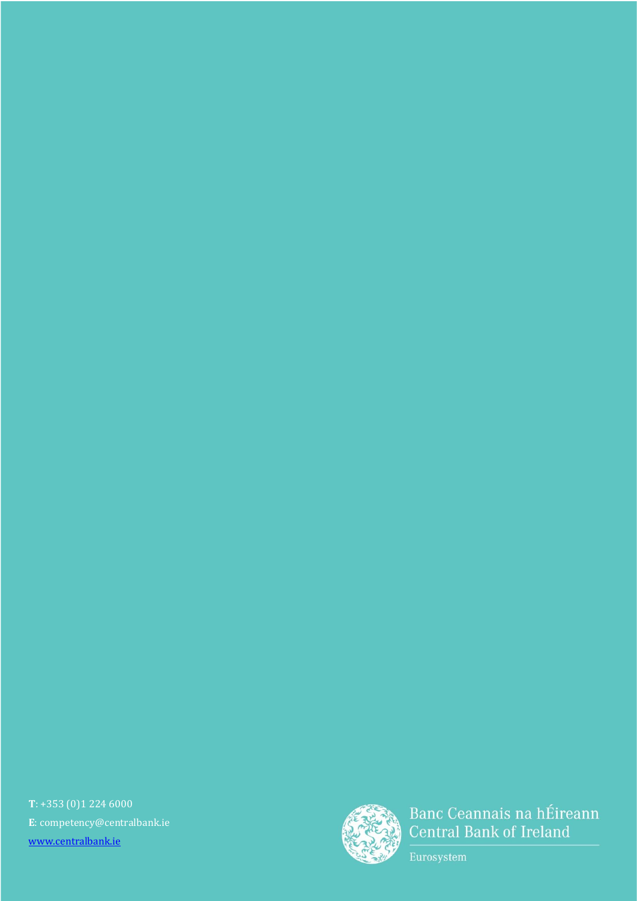**T**: +353 (0)1 224 6000

**E**: competency@centralbank.ie

[www.centralbank.ie](http://www.centralbank.ie)

Banc Ceannais na hÉireann
Central Bank of Ireland

Eurosystem